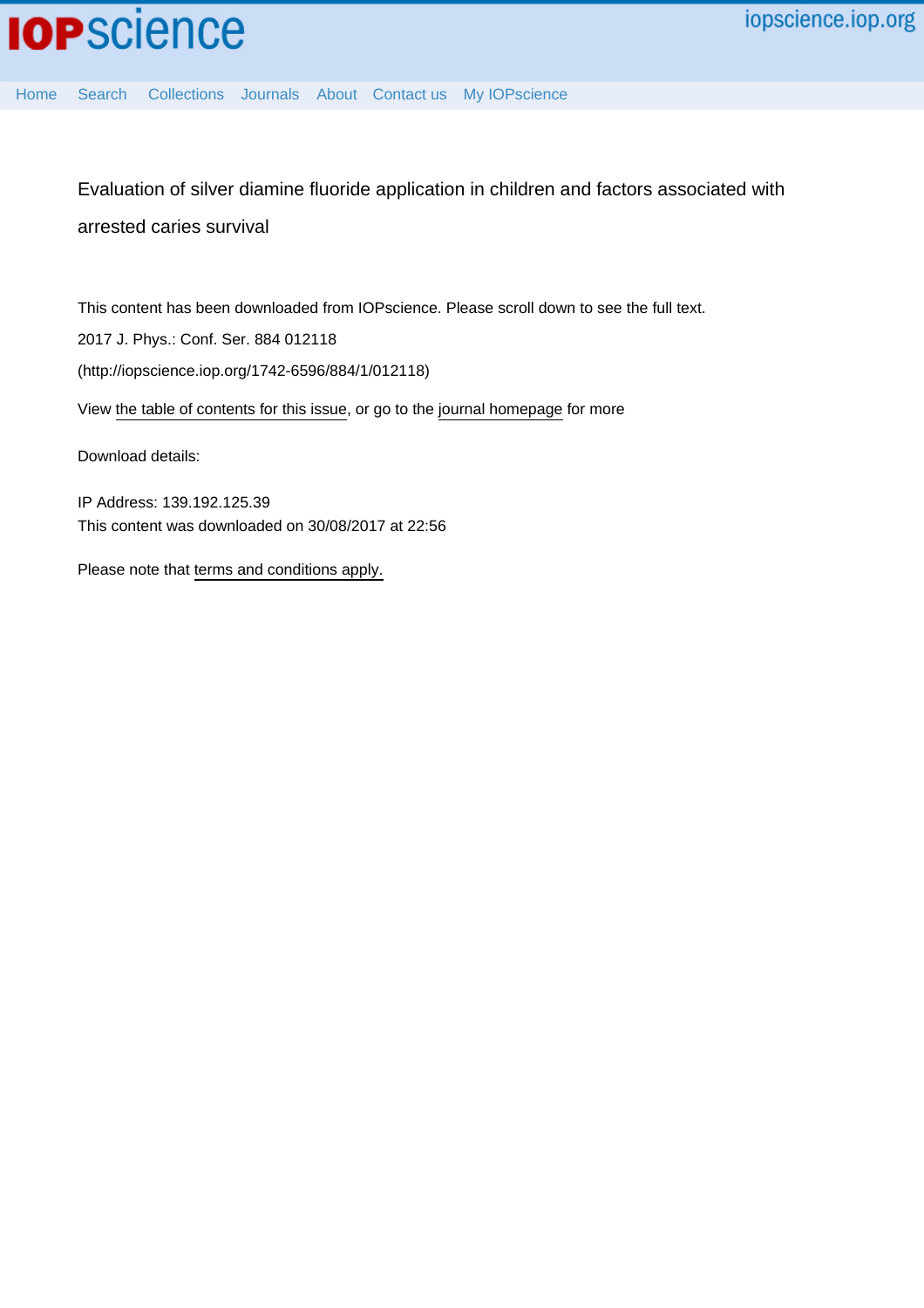Home Search Collections Journals About Contact us My IOPscience

Evaluation of silver diamine fluoride application in children and factors associated with arrested caries survival

This content has been downloaded from IOPscience. Please scroll down to see the full text.

2017 J. Phys.: Conf. Ser. 884 012118

(http://iopscience.iop.org/1742-6596/884/1/012118)

View the table of contents for this issue, or go to the journal homepage for more

Download details:

IP Address: 139.192.125.39

This content was downloaded on 30/08/2017 at 22:56

Please note that terms and conditions apply.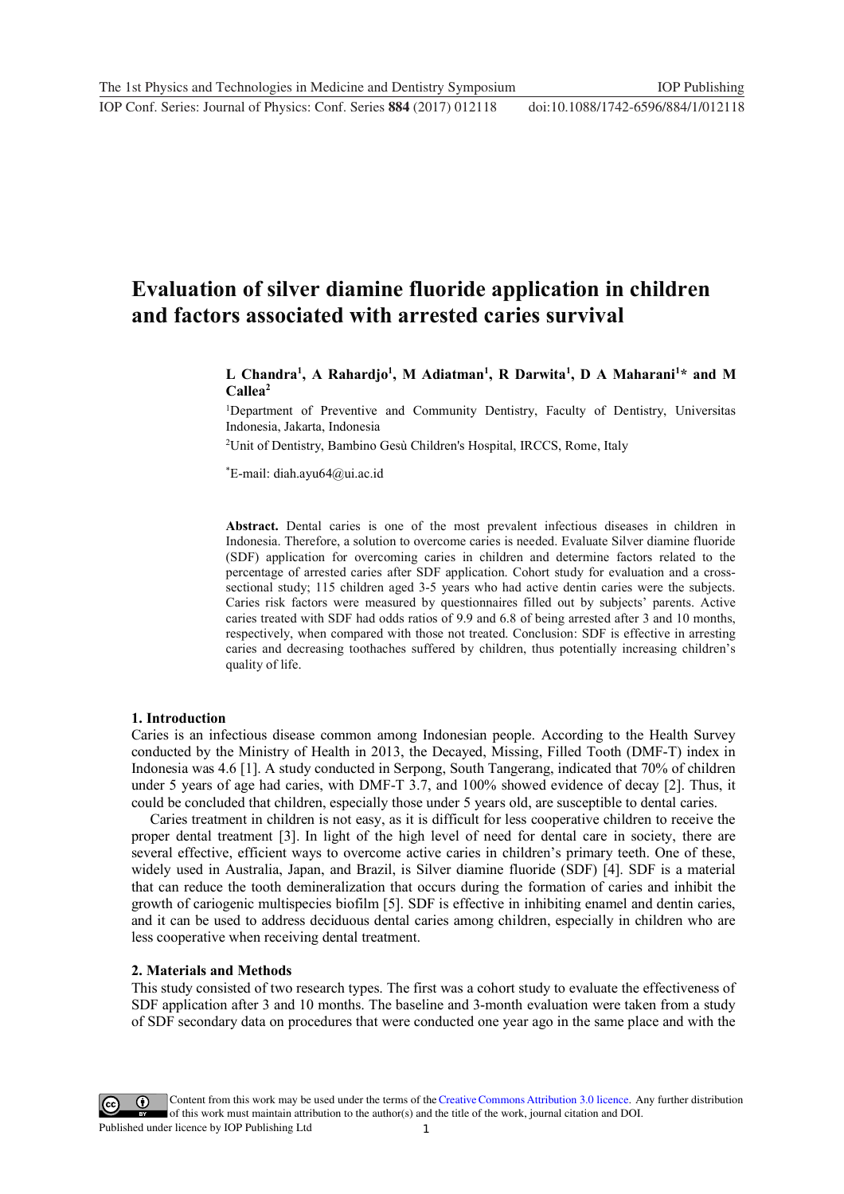# Evaluation of silver diamine fluoride application in children and factors associated with arrested caries survival

**L Chandra[1], A Rahardjo[1], M Adiatman[1], R Darwita[1], D A Maharani[1]* and M Callea[2]**

[1]Department of Preventive and Community Dentistry, Faculty of Dentistry, Universitas Indonesia, Jakarta, Indonesia

[2]Unit of Dentistry, Bambino Gesù Children's Hospital, IRCCS, Rome, Italy

*E-mail: diah.ayu64@ui.ac.id

**Abstract.** Dental caries is one of the most prevalent infectious diseases in children in Indonesia. Therefore, a solution to overcome caries is needed. Evaluate Silver diamine fluoride (SDF) application for overcoming caries in children and determine factors related to the percentage of arrested caries after SDF application. Cohort study for evaluation and a cross-sectional study; 115 children aged 3-5 years who had active dentin caries were the subjects. Caries risk factors were measured by questionnaires filled out by subjects' parents. Active caries treated with SDF had odds ratios of 9.9 and 6.8 of being arrested after 3 and 10 months, respectively, when compared with those not treated. Conclusion: SDF is effective in arresting caries and decreasing toothaches suffered by children, thus potentially increasing children's quality of life.

## 1. Introduction

Caries is an infectious disease common among Indonesian people. According to the Health Survey conducted by the Ministry of Health in 2013, the Decayed, Missing, Filled Tooth (DMF-T) index in Indonesia was 4.6 [1]. A study conducted in Serpong, South Tangerang, indicated that 70% of children under 5 years of age had caries, with DMF-T 3.7, and 100% showed evidence of decay [2]. Thus, it could be concluded that children, especially those under 5 years old, are susceptible to dental caries.

Caries treatment in children is not easy, as it is difficult for less cooperative children to receive the proper dental treatment [3]. In light of the high level of need for dental care in society, there are several effective, efficient ways to overcome active caries in children's primary teeth. One of these, widely used in Australia, Japan, and Brazil, is Silver diamine fluoride (SDF) [4]. SDF is a material that can reduce the tooth demineralization that occurs during the formation of caries and inhibit the growth of cariogenic multispecies biofilm [5]. SDF is effective in inhibiting enamel and dentin caries, and it can be used to address deciduous dental caries among children, especially in children who are less cooperative when receiving dental treatment.

## 2. Materials and Methods

This study consisted of two research types. The first was a cohort study to evaluate the effectiveness of SDF application after 3 and 10 months. The baseline and 3-month evaluation were taken from a study of SDF secondary data on procedures that were conducted one year ago in the same place and with the

Content from this work may be used under the terms of the Creative Commons Attribution 3.0 licence. Any further distribution of this work must maintain attribution to the author(s) and the title of the work, journal citation and DOI.
Published under licence by IOP Publishing Ltd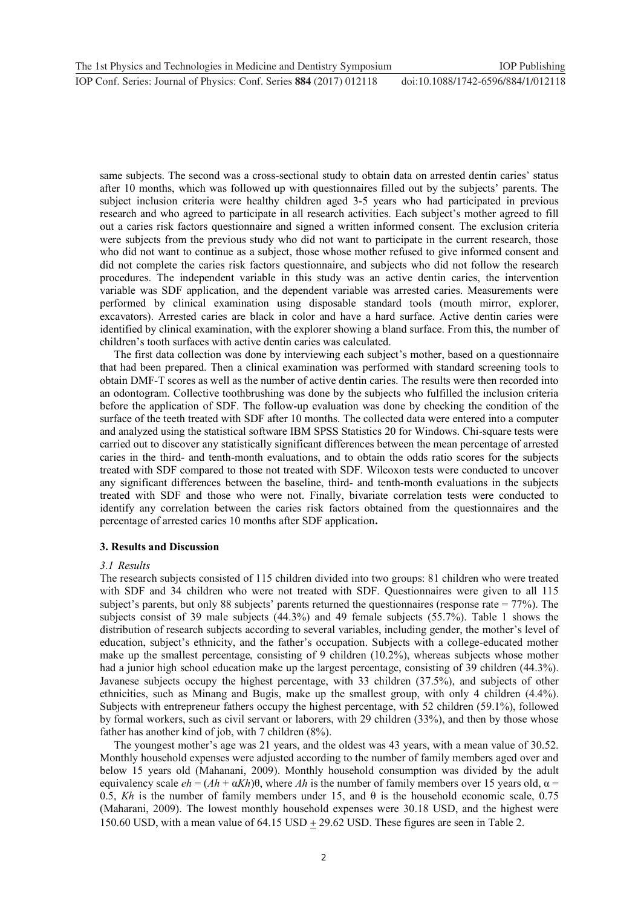same subjects. The second was a cross-sectional study to obtain data on arrested dentin caries' status after 10 months, which was followed up with questionnaires filled out by the subjects' parents. The subject inclusion criteria were healthy children aged 3-5 years who had participated in previous research and who agreed to participate in all research activities. Each subject's mother agreed to fill out a caries risk factors questionnaire and signed a written informed consent. The exclusion criteria were subjects from the previous study who did not want to participate in the current research, those who did not want to continue as a subject, those whose mother refused to give informed consent and did not complete the caries risk factors questionnaire, and subjects who did not follow the research procedures. The independent variable in this study was an active dentin caries, the intervention variable was SDF application, and the dependent variable was arrested caries. Measurements were performed by clinical examination using disposable standard tools (mouth mirror, explorer, excavators). Arrested caries are black in color and have a hard surface. Active dentin caries were identified by clinical examination, with the explorer showing a bland surface. From this, the number of children's tooth surfaces with active dentin caries was calculated.

The first data collection was done by interviewing each subject's mother, based on a questionnaire that had been prepared. Then a clinical examination was performed with standard screening tools to obtain DMF-T scores as well as the number of active dentin caries. The results were then recorded into an odontogram. Collective toothbrushing was done by the subjects who fulfilled the inclusion criteria before the application of SDF. The follow-up evaluation was done by checking the condition of the surface of the teeth treated with SDF after 10 months. The collected data were entered into a computer and analyzed using the statistical software IBM SPSS Statistics 20 for Windows. Chi-square tests were carried out to discover any statistically significant differences between the mean percentage of arrested caries in the third- and tenth-month evaluations, and to obtain the odds ratio scores for the subjects treated with SDF compared to those not treated with SDF. Wilcoxon tests were conducted to uncover any significant differences between the baseline, third- and tenth-month evaluations in the subjects treated with SDF and those who were not. Finally, bivariate correlation tests were conducted to identify any correlation between the caries risk factors obtained from the questionnaires and the percentage of arrested caries 10 months after SDF application.

## 3. Results and Discussion

### *3.1 Results*

The research subjects consisted of 115 children divided into two groups: 81 children who were treated with SDF and 34 children who were not treated with SDF. Questionnaires were given to all 115 subject's parents, but only 88 subjects' parents returned the questionnaires (response rate = 77%). The subjects consist of 39 male subjects (44.3%) and 49 female subjects (55.7%). Table 1 shows the distribution of research subjects according to several variables, including gender, the mother's level of education, subject's ethnicity, and the father's occupation. Subjects with a college-educated mother make up the smallest percentage, consisting of 9 children (10.2%), whereas subjects whose mother had a junior high school education make up the largest percentage, consisting of 39 children (44.3%). Javanese subjects occupy the highest percentage, with 33 children (37.5%), and subjects of other ethnicities, such as Minang and Bugis, make up the smallest group, with only 4 children (4.4%). Subjects with entrepreneur fathers occupy the highest percentage, with 52 children (59.1%), followed by formal workers, such as civil servant or laborers, with 29 children (33%), and then by those whose father has another kind of job, with 7 children (8%).

The youngest mother's age was 21 years, and the oldest was 43 years, with a mean value of 30.52. Monthly household expenses were adjusted according to the number of family members aged over and below 15 years old (Mahanani, 2009). Monthly household consumption was divided by the adult equivalency scale $eh = (Ah + \alpha Kh)\theta$, where $Ah$ is the number of family members over 15 years old, $\alpha = 0.5$, $Kh$ is the number of family members under 15, and $\theta$ is the household economic scale, 0.75 (Maharani, 2009). The lowest monthly household expenses were 30.18 USD, and the highest were 150.60 USD, with a mean value of 64.15 USD $\pm$ 29.62 USD. These figures are seen in Table 2.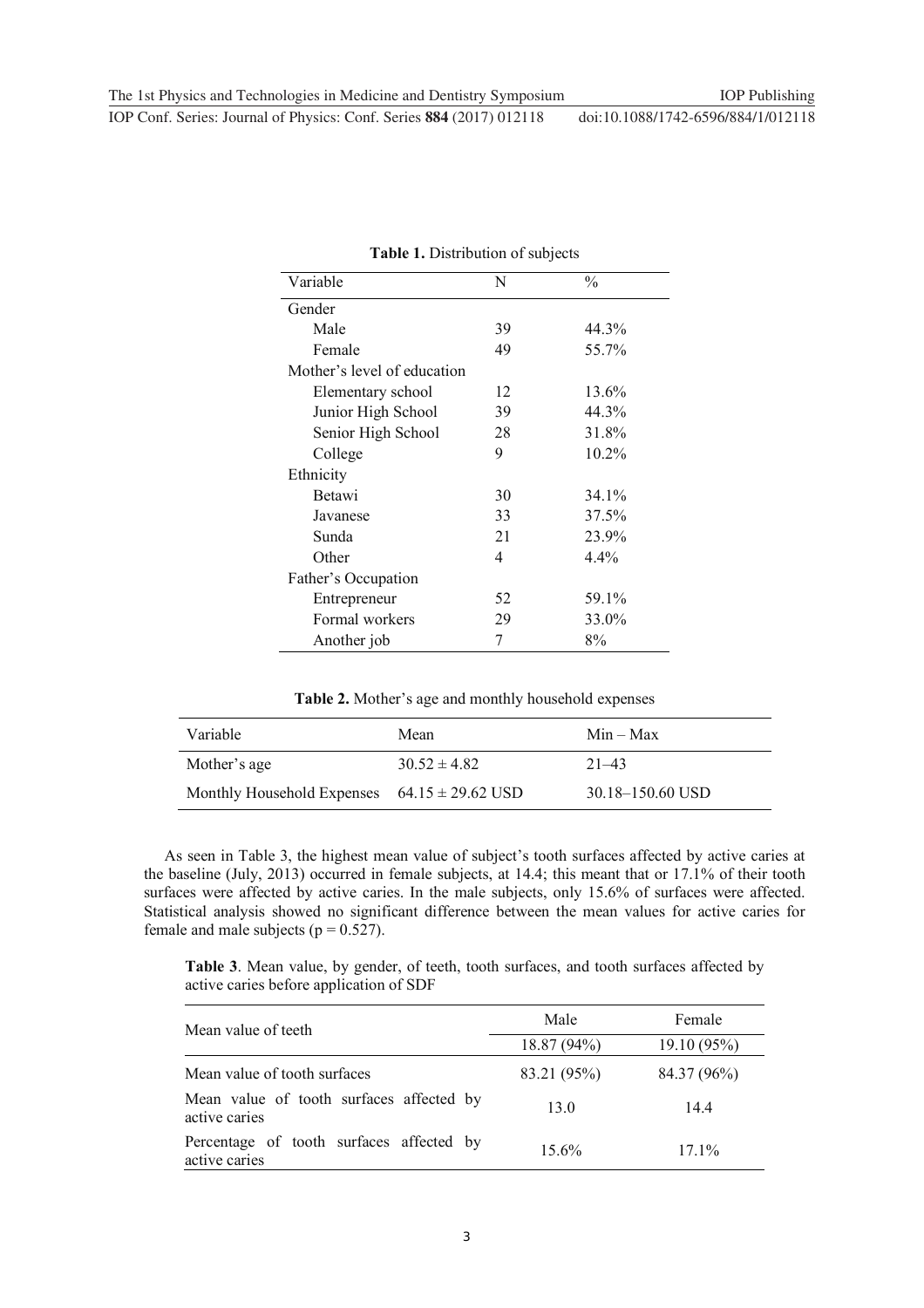**Table 1.** Distribution of subjects

| Variable | N | % |
|---|---|---|
| Gender | | |
| Male | 39 | 44.3% |
| Female | 49 | 55.7% |
| Mother's level of education | | |
| Elementary school | 12 | 13.6% |
| Junior High School | 39 | 44.3% |
| Senior High School | 28 | 31.8% |
| College | 9 | 10.2% |
| Ethnicity | | |
| Betawi | 30 | 34.1% |
| Javanese | 33 | 37.5% |
| Sunda | 21 | 23.9% |
| Other | 4 | 4.4% |
| Father's Occupation | | |
| Entrepreneur | 52 | 59.1% |
| Formal workers | 29 | 33.0% |
| Another job | 7 | 8% |

**Table 2.** Mother's age and monthly household expenses

| Variable | Mean | Min – Max |
|---|---|---|
| Mother's age | $30.52 \pm 4.82$ | 21–43 |
| Monthly Household Expenses | $64.15 \pm 29.62$ USD | 30.18–150.60 USD |

As seen in Table 3, the highest mean value of subject's tooth surfaces affected by active caries at the baseline (July, 2013) occurred in female subjects, at 14.4; this meant that or 17.1% of their tooth surfaces were affected by active caries. In the male subjects, only 15.6% of surfaces were affected. Statistical analysis showed no significant difference between the mean values for active caries for female and male subjects ($p = 0.527$).

**Table 3**. Mean value, by gender, of teeth, tooth surfaces, and tooth surfaces affected by active caries before application of SDF

| Mean value of teeth | Male | Female |
|---|---|---|
| | 18.87 (94%) | 19.10 (95%) |
| Mean value of tooth surfaces | 83.21 (95%) | 84.37 (96%) |
| Mean value of tooth surfaces affected by active caries | 13.0 | 14.4 |
| Percentage of tooth surfaces affected by active caries | 15.6% | 17.1% |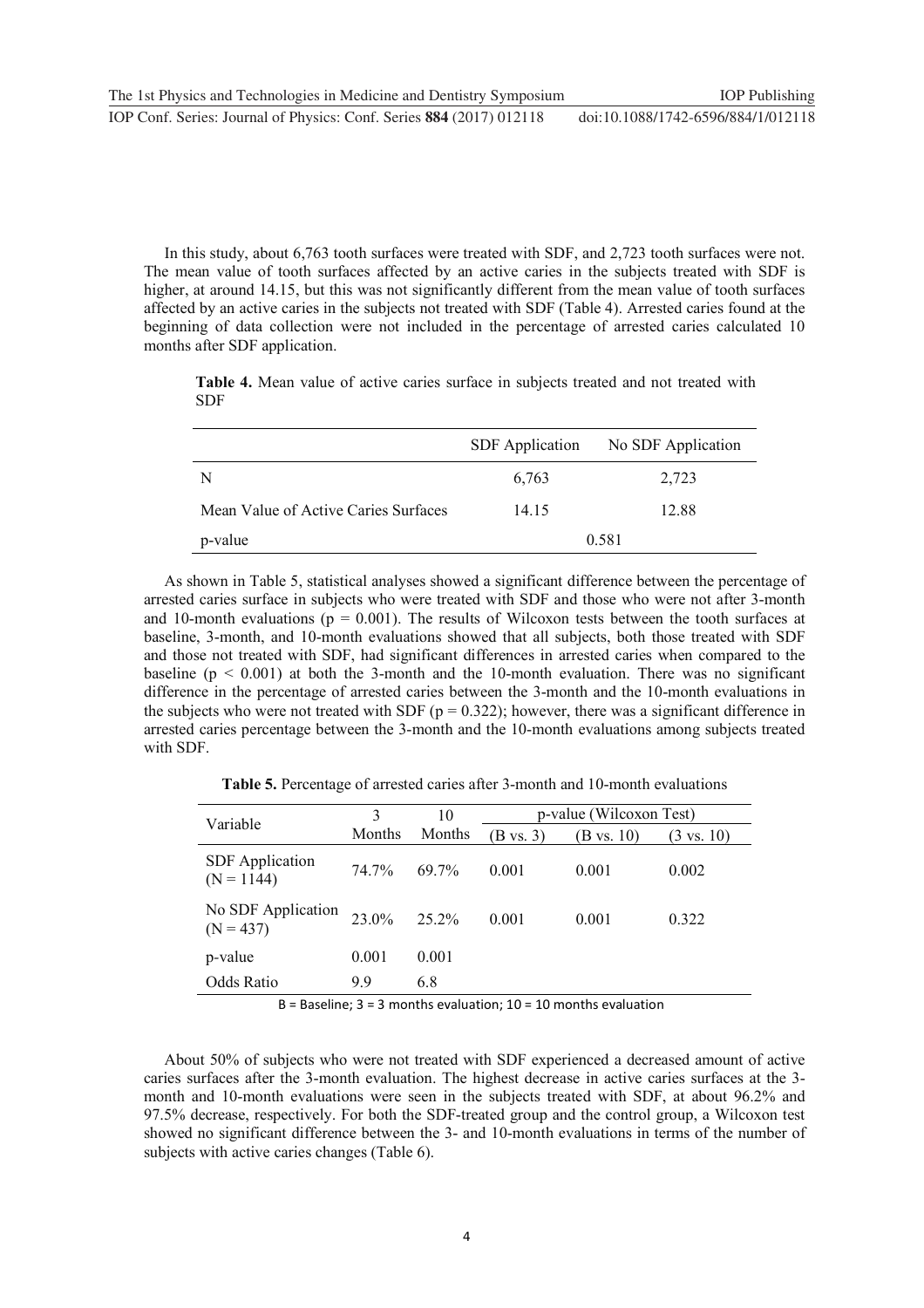In this study, about 6,763 tooth surfaces were treated with SDF, and 2,723 tooth surfaces were not. The mean value of tooth surfaces affected by an active caries in the subjects treated with SDF is higher, at around 14.15, but this was not significantly different from the mean value of tooth surfaces affected by an active caries in the subjects not treated with SDF (Table 4). Arrested caries found at the beginning of data collection were not included in the percentage of arrested caries calculated 10 months after SDF application.

**Table 4.** Mean value of active caries surface in subjects treated and not treated with SDF

| | SDF Application | No SDF Application |
|---|---|---|
| N | 6,763 | 2,723 |
| Mean Value of Active Caries Surfaces | 14.15 | 12.88 |
| p-value | 0.581 | |

As shown in Table 5, statistical analyses showed a significant difference between the percentage of arrested caries surface in subjects who were treated with SDF and those who were not after 3-month and 10-month evaluations ($p = 0.001$). The results of Wilcoxon tests between the tooth surfaces at baseline, 3-month, and 10-month evaluations showed that all subjects, both those treated with SDF and those not treated with SDF, had significant differences in arrested caries when compared to the baseline ($p < 0.001$) at both the 3-month and the 10-month evaluation. There was no significant difference in the percentage of arrested caries between the 3-month and the 10-month evaluations in the subjects who were not treated with SDF ($p = 0.322$); however, there was a significant difference in arrested caries percentage between the 3-month and the 10-month evaluations among subjects treated with SDF.

**Table 5.** Percentage of arrested caries after 3-month and 10-month evaluations

| Variable | 3 Months | 10 Months | p-value (Wilcoxon Test) | | |
|---|---|---|---|---|---|
| | | | (B vs. 3) | (B vs. 10) | (3 vs. 10) |
| SDF Application (N = 1144) | 74.7% | 69.7% | 0.001 | 0.001 | 0.002 |
| No SDF Application (N = 437) | 23.0% | 25.2% | 0.001 | 0.001 | 0.322 |
| p-value | 0.001 | 0.001 | | | |
| Odds Ratio | 9.9 | 6.8 | | | |

B = Baseline; 3 = 3 months evaluation; 10 = 10 months evaluation

About 50% of subjects who were not treated with SDF experienced a decreased amount of active caries surfaces after the 3-month evaluation. The highest decrease in active caries surfaces at the 3-month and 10-month evaluations were seen in the subjects treated with SDF, at about 96.2% and 97.5% decrease, respectively. For both the SDF-treated group and the control group, a Wilcoxon test showed no significant difference between the 3- and 10-month evaluations in terms of the number of subjects with active caries changes (Table 6).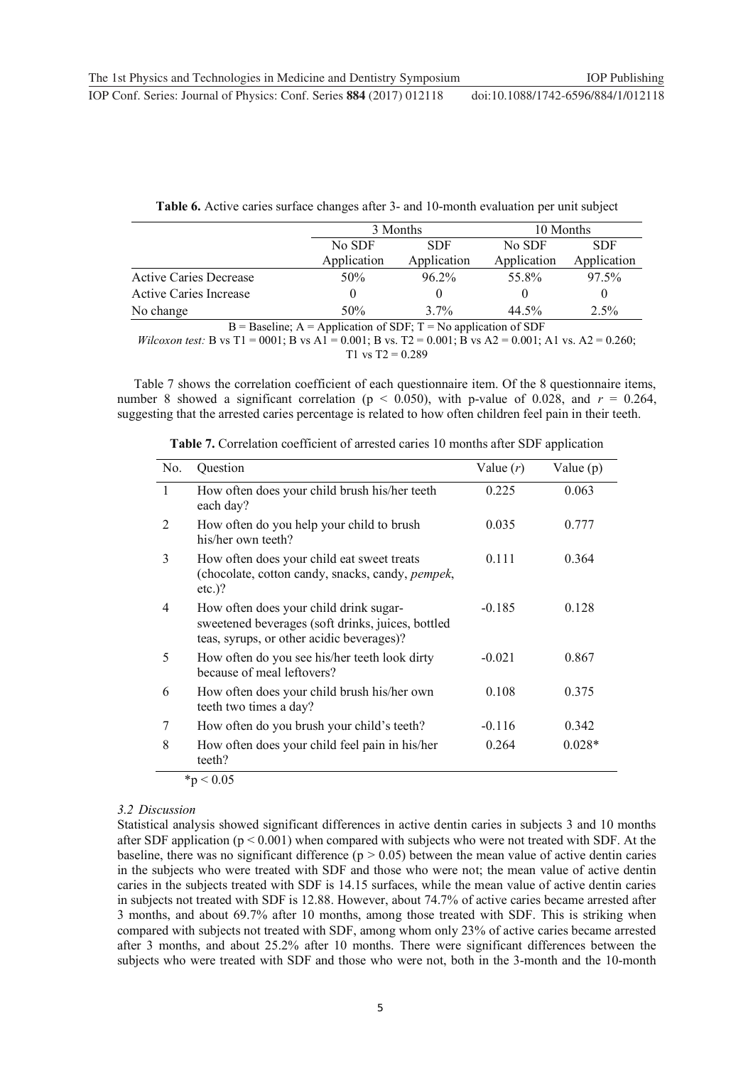**Table 6.** Active caries surface changes after 3- and 10-month evaluation per unit subject

| | 3 Months | | 10 Months | |
|---|---|---|---|---|
| | No SDF Application | SDF Application | No SDF Application | SDF Application |
| Active Caries Decrease | 50% | 96.2% | 55.8% | 97.5% |
| Active Caries Increase | 0 | 0 | 0 | 0 |
| No change | 50% | 3.7% | 44.5% | 2.5% |

B = Baseline; A = Application of SDF; T = No application of SDF

*Wilcoxon test:* B vs T1 = 0001; B vs A1 = 0.001; B vs. T2 = 0.001; B vs A2 = 0.001; A1 vs. A2 = 0.260; T1 vs T2 = 0.289

Table 7 shows the correlation coefficient of each questionnaire item. Of the 8 questionnaire items, number 8 showed a significant correlation ($p < 0.050$), with p-value of 0.028, and $r = 0.264$, suggesting that the arrested caries percentage is related to how often children feel pain in their teeth.

**Table 7.** Correlation coefficient of arrested caries 10 months after SDF application

| No. | Question | Value ($r$) | Value (p) |
|---|---|---|---|
| 1 | How often does your child brush his/her teeth each day? | 0.225 | 0.063 |
| 2 | How often do you help your child to brush his/her own teeth? | 0.035 | 0.777 |
| 3 | How often does your child eat sweet treats (chocolate, cotton candy, snacks, candy, *pempek*, etc.)? | 0.111 | 0.364 |
| 4 | How often does your child drink sugar-sweetened beverages (soft drinks, juices, bottled teas, syrups, or other acidic beverages)? | -0.185 | 0.128 |
| 5 | How often do you see his/her teeth look dirty because of meal leftovers? | -0.021 | 0.867 |
| 6 | How often does your child brush his/her own teeth two times a day? | 0.108 | 0.375 |
| 7 | How often do you brush your child's teeth? | -0.116 | 0.342 |
| 8 | How often does your child feel pain in his/her teeth? | 0.264 | 0.028* |

*$p < 0.05$

### 3.2 Discussion

Statistical analysis showed significant differences in active dentin caries in subjects 3 and 10 months after SDF application ($p < 0.001$) when compared with subjects who were not treated with SDF. At the baseline, there was no significant difference ($p > 0.05$) between the mean value of active dentin caries in the subjects who were treated with SDF and those who were not; the mean value of active dentin caries in the subjects treated with SDF is 14.15 surfaces, while the mean value of active dentin caries in subjects not treated with SDF is 12.88. However, about 74.7% of active caries became arrested after 3 months, and about 69.7% after 10 months, among those treated with SDF. This is striking when compared with subjects not treated with SDF, among whom only 23% of active caries became arrested after 3 months, and about 25.2% after 10 months. There were significant differences between the subjects who were treated with SDF and those who were not, both in the 3-month and the 10-month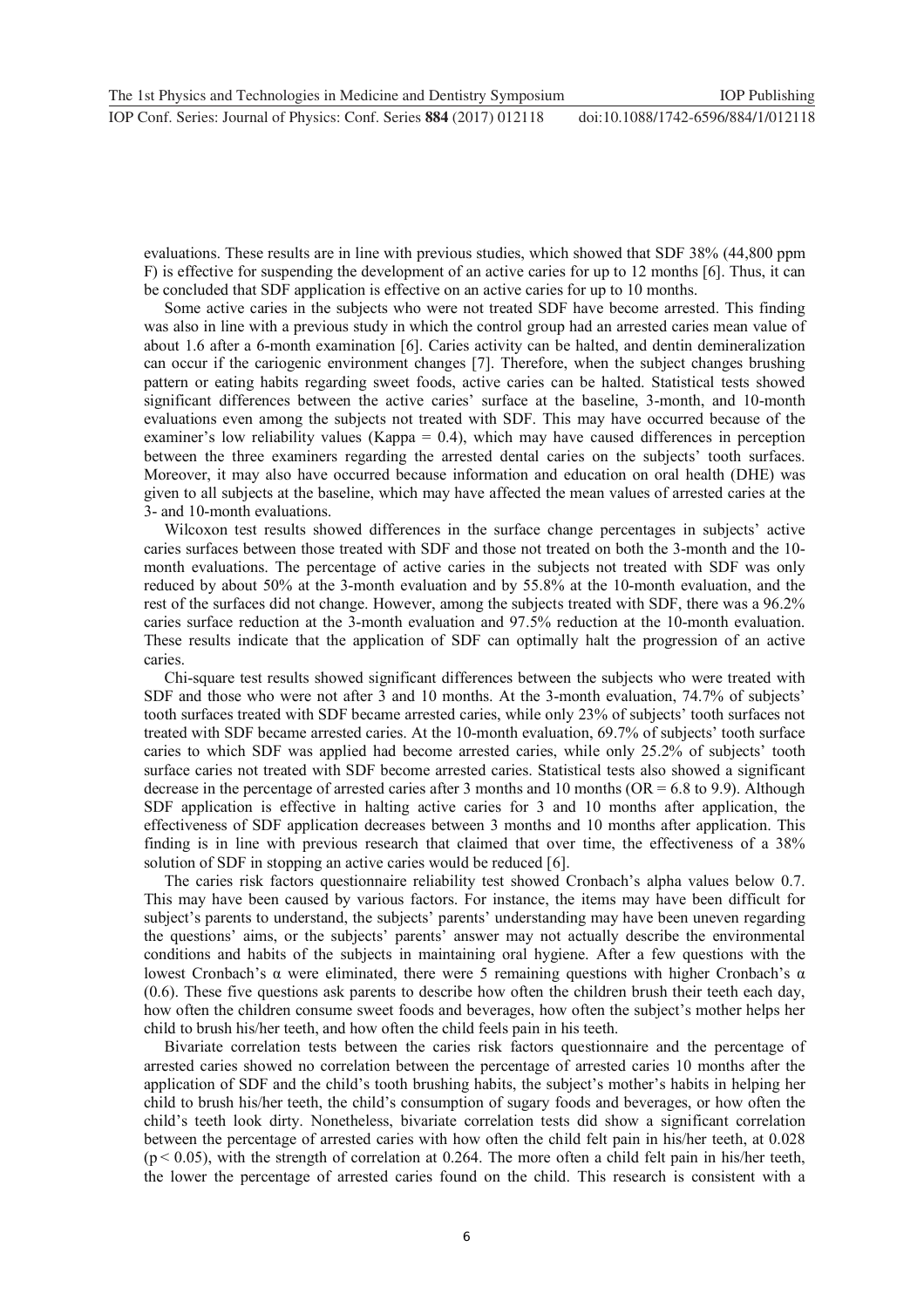evaluations. These results are in line with previous studies, which showed that SDF 38% (44,800 ppm F) is effective for suspending the development of an active caries for up to 12 months [6]. Thus, it can be concluded that SDF application is effective on an active caries for up to 10 months.

Some active caries in the subjects who were not treated SDF have become arrested. This finding was also in line with a previous study in which the control group had an arrested caries mean value of about 1.6 after a 6-month examination [6]. Caries activity can be halted, and dentin demineralization can occur if the cariogenic environment changes [7]. Therefore, when the subject changes brushing pattern or eating habits regarding sweet foods, active caries can be halted. Statistical tests showed significant differences between the active caries' surface at the baseline, 3-month, and 10-month evaluations even among the subjects not treated with SDF. This may have occurred because of the examiner's low reliability values (Kappa = 0.4), which may have caused differences in perception between the three examiners regarding the arrested dental caries on the subjects' tooth surfaces. Moreover, it may also have occurred because information and education on oral health (DHE) was given to all subjects at the baseline, which may have affected the mean values of arrested caries at the 3- and 10-month evaluations.

Wilcoxon test results showed differences in the surface change percentages in subjects' active caries surfaces between those treated with SDF and those not treated on both the 3-month and the 10-month evaluations. The percentage of active caries in the subjects not treated with SDF was only reduced by about 50% at the 3-month evaluation and by 55.8% at the 10-month evaluation, and the rest of the surfaces did not change. However, among the subjects treated with SDF, there was a 96.2% caries surface reduction at the 3-month evaluation and 97.5% reduction at the 10-month evaluation. These results indicate that the application of SDF can optimally halt the progression of an active caries.

Chi-square test results showed significant differences between the subjects who were treated with SDF and those who were not after 3 and 10 months. At the 3-month evaluation, 74.7% of subjects' tooth surfaces treated with SDF became arrested caries, while only 23% of subjects' tooth surfaces not treated with SDF became arrested caries. At the 10-month evaluation, 69.7% of subjects' tooth surface caries to which SDF was applied had become arrested caries, while only 25.2% of subjects' tooth surface caries not treated with SDF become arrested caries. Statistical tests also showed a significant decrease in the percentage of arrested caries after 3 months and 10 months (OR = 6.8 to 9.9). Although SDF application is effective in halting active caries for 3 and 10 months after application, the effectiveness of SDF application decreases between 3 months and 10 months after application. This finding is in line with previous research that claimed that over time, the effectiveness of a 38% solution of SDF in stopping an active caries would be reduced [6].

The caries risk factors questionnaire reliability test showed Cronbach's alpha values below 0.7. This may have been caused by various factors. For instance, the items may have been difficult for subject's parents to understand, the subjects' parents' understanding may have been uneven regarding the questions' aims, or the subjects' parents' answer may not actually describe the environmental conditions and habits of the subjects in maintaining oral hygiene. After a few questions with the lowest Cronbach's α were eliminated, there were 5 remaining questions with higher Cronbach's α (0.6). These five questions ask parents to describe how often the children brush their teeth each day, how often the children consume sweet foods and beverages, how often the subject's mother helps her child to brush his/her teeth, and how often the child feels pain in his teeth.

Bivariate correlation tests between the caries risk factors questionnaire and the percentage of arrested caries showed no correlation between the percentage of arrested caries 10 months after the application of SDF and the child's tooth brushing habits, the subject's mother's habits in helping her child to brush his/her teeth, the child's consumption of sugary foods and beverages, or how often the child's teeth look dirty. Nonetheless, bivariate correlation tests did show a significant correlation between the percentage of arrested caries with how often the child felt pain in his/her teeth, at 0.028 ($p < 0.05$), with the strength of correlation at 0.264. The more often a child felt pain in his/her teeth, the lower the percentage of arrested caries found on the child. This research is consistent with a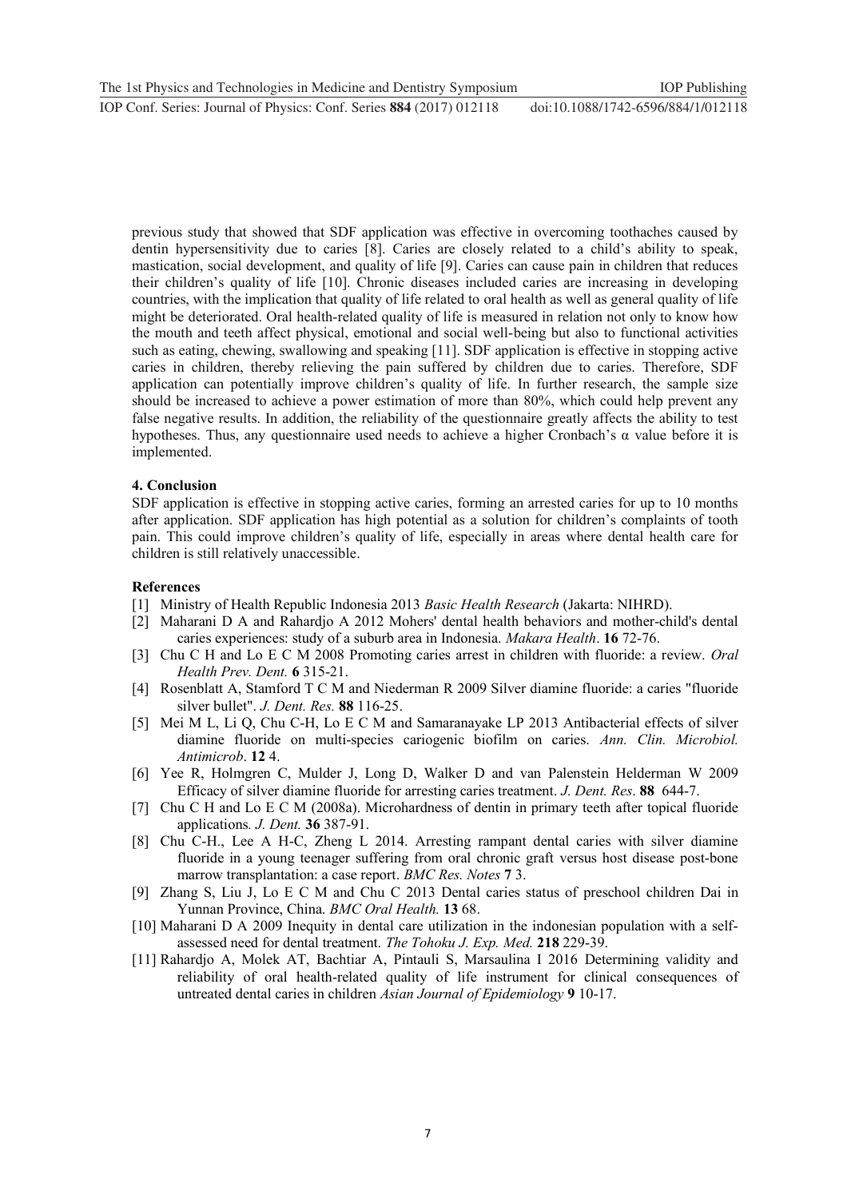previous study that showed that SDF application was effective in overcoming toothaches caused by dentin hypersensitivity due to caries [8]. Caries are closely related to a child's ability to speak, mastication, social development, and quality of life [9]. Caries can cause pain in children that reduces their children's quality of life [10]. Chronic diseases included caries are increasing in developing countries, with the implication that quality of life related to oral health as well as general quality of life might be deteriorated. Oral health-related quality of life is measured in relation not only to know how the mouth and teeth affect physical, emotional and social well-being but also to functional activities such as eating, chewing, swallowing and speaking [11]. SDF application is effective in stopping active caries in children, thereby relieving the pain suffered by children due to caries. Therefore, SDF application can potentially improve children's quality of life. In further research, the sample size should be increased to achieve a power estimation of more than 80%, which could help prevent any false negative results. In addition, the reliability of the questionnaire greatly affects the ability to test hypotheses. Thus, any questionnaire used needs to achieve a higher Cronbach's α value before it is implemented.

## 4. Conclusion

SDF application is effective in stopping active caries, forming an arrested caries for up to 10 months after application. SDF application has high potential as a solution for children's complaints of tooth pain. This could improve children's quality of life, especially in areas where dental health care for children is still relatively unaccessible.

## References

[1] Ministry of Health Republic Indonesia 2013 *Basic Health Research* (Jakarta: NIHRD).

[2] Maharani D A and Rahardjo A 2012 Mohers' dental health behaviors and mother-child's dental caries experiences: study of a suburb area in Indonesia. *Makara Health*. **16** 72-76.

[3] Chu C H and Lo E C M 2008 Promoting caries arrest in children with fluoride: a review. *Oral Health Prev. Dent.* **6** 315-21.

[4] Rosenblatt A, Stamford T C M and Niederman R 2009 Silver diamine fluoride: a caries "fluoride silver bullet". *J. Dent. Res.* **88** 116-25.

[5] Mei M L, Li Q, Chu C-H, Lo E C M and Samaranayake LP 2013 Antibacterial effects of silver diamine fluoride on multi-species cariogenic biofilm on caries. *Ann. Clin. Microbiol. Antimicrob*. **12** 4.

[6] Yee R, Holmgren C, Mulder J, Long D, Walker D and van Palenstein Helderman W 2009 Efficacy of silver diamine fluoride for arresting caries treatment. *J. Dent. Res*. **88** 644-7.

[7] Chu C H and Lo E C M (2008a). Microhardness of dentin in primary teeth after topical fluoride applications. *J. Dent.* **36** 387-91.

[8] Chu C-H., Lee A H-C, Zheng L 2014. Arresting rampant dental caries with silver diamine fluoride in a young teenager suffering from oral chronic graft versus host disease post-bone marrow transplantation: a case report. *BMC Res. Notes* **7** 3.

[9] Zhang S, Liu J, Lo E C M and Chu C 2013 Dental caries status of preschool children Dai in Yunnan Province, China. *BMC Oral Health.* **13** 68.

[10] Maharani D A 2009 Inequity in dental care utilization in the indonesian population with a self-assessed need for dental treatment. *The Tohoku J. Exp. Med.* **218** 229-39.

[11] Rahardjo A, Molek AT, Bachtiar A, Pintauli S, Marsaulina I 2016 Determining validity and reliability of oral health-related quality of life instrument for clinical consequences of untreated dental caries in children *Asian Journal of Epidemiology* **9** 10-17.